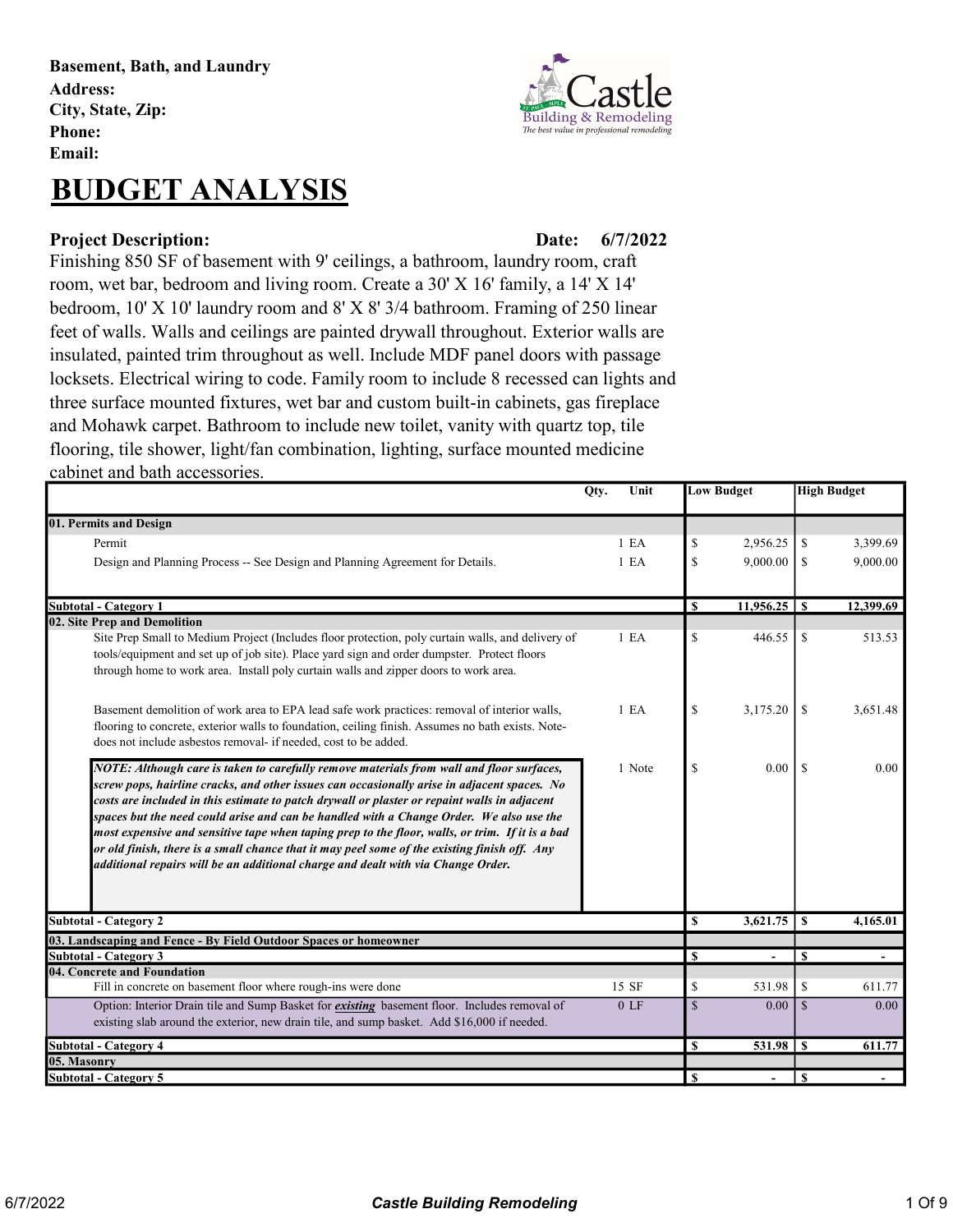**Basement, Bath, and Laundry**
**Address:**
**City, State, Zip:**
**Phone:**
**Email:**

Castle Building & Remodeling
*The best value in professional remodeling*

# BUDGET ANALYSIS

**Project Description:** **Date: 6/7/2022**

Finishing 850 SF of basement with 9' ceilings, a bathroom, laundry room, craft room, wet bar, bedroom and living room. Create a 30' X 16' family, a 14' X 14' bedroom, 10' X 10' laundry room and 8' X 8' 3/4 bathroom. Framing of 250 linear feet of walls. Walls and ceilings are painted drywall throughout. Exterior walls are insulated, painted trim throughout as well. Include MDF panel doors with passage locksets. Electrical wiring to code. Family room to include 8 recessed can lights and three surface mounted fixtures, wet bar and custom built-in cabinets, gas fireplace and Mohawk carpet. Bathroom to include new toilet, vanity with quartz top, tile flooring, tile shower, light/fan combination, lighting, surface mounted medicine cabinet and bath accessories.

| | Qty. | Unit | Low Budget | High Budget |
|---|---|---|---|---|
| **01. Permits and Design** | | | | |
| Permit | 1 | EA | $ 2,956.25 | $ 3,399.69 |
| Design and Planning Process -- See Design and Planning Agreement for Details. | 1 | EA | $ 9,000.00 | $ 9,000.00 |
| **Subtotal - Category 1** | | | **$ 11,956.25** | **$ 12,399.69** |
| **02. Site Prep and Demolition** | | | | |
| Site Prep Small to Medium Project (Includes floor protection, poly curtain walls, and delivery of tools/equipment and set up of job site). Place yard sign and order dumpster. Protect floors through home to work area. Install poly curtain walls and zipper doors to work area. | 1 | EA | $ 446.55 | $ 513.53 |
| Basement demolition of work area to EPA lead safe work practices: removal of interior walls, flooring to concrete, exterior walls to foundation, ceiling finish. Assumes no bath exists. Note- does not include asbestos removal- if needed, cost to be added. | 1 | EA | $ 3,175.20 | $ 3,651.48 |
| ***NOTE: Although care is taken to carefully remove materials from wall and floor surfaces, screw pops, hairline cracks, and other issues can occasionally arise in adjacent spaces. No costs are included in this estimate to patch drywall or plaster or repaint walls in adjacent spaces but the need could arise and can be handled with a Change Order. We also use the most expensive and sensitive tape when taping prep to the floor, walls, or trim. If it is a bad or old finish, there is a small chance that it may peel some of the existing finish off. Any additional repairs will be an additional charge and dealt with via Change Order.*** | 1 | Note | $ 0.00 | $ 0.00 |
| **Subtotal - Category 2** | | | **$ 3,621.75** | **$ 4,165.01** |
| **03. Landscaping and Fence - By Field Outdoor Spaces or homeowner** | | | | |
| **Subtotal - Category 3** | | | **$ -** | **$ -** |
| **04. Concrete and Foundation** | | | | |
| Fill in concrete on basement floor where rough-ins were done | 15 | SF | $ 531.98 | $ 611.77 |
| Option: Interior Drain tile and Sump Basket for ***existing*** basement floor. Includes removal of existing slab around the exterior, new drain tile, and sump basket. Add $16,000 if needed. | 0 | LF | $ 0.00 | $ 0.00 |
| **Subtotal - Category 4** | | | **$ 531.98** | **$ 611.77** |
| **05. Masonry** | | | | |
| **Subtotal - Category 5** | | | **$ -** | **$ -** |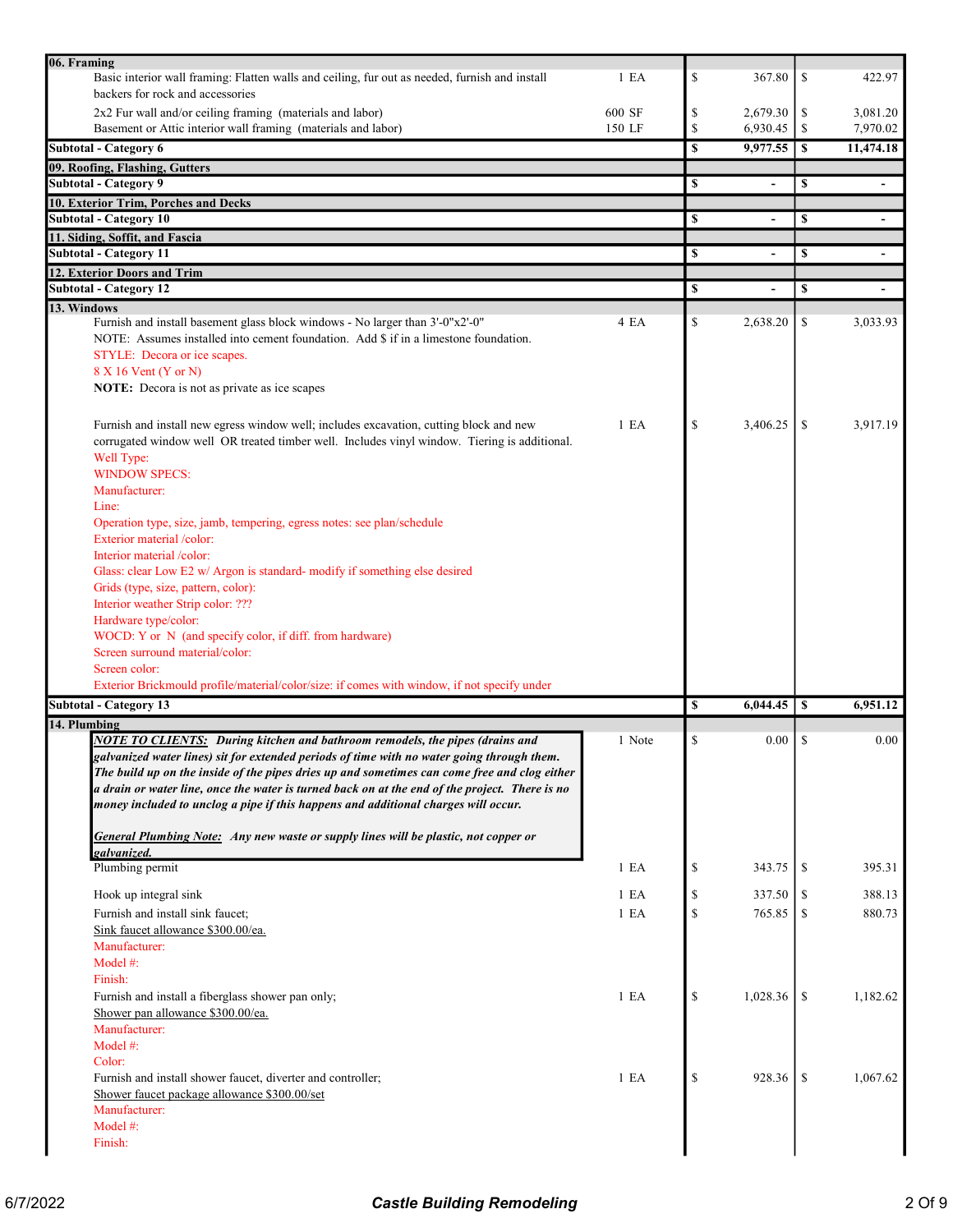| Description | Qty | Cost | Price |
|---|---|---|---|
| **06. Framing** | | | |
| Basic interior wall framing: Flatten walls and ceiling, fur out as needed, furnish and install backers for rock and accessories | 1 EA | $ 367.80 | $ 422.97 |
| 2x2 Fur wall and/or ceiling framing (materials and labor) | 600 SF | $ 2,679.30 | $ 3,081.20 |
| Basement or Attic interior wall framing (materials and labor) | 150 LF | $ 6,930.45 | $ 7,970.02 |
| **Subtotal - Category 6** | | **$ 9,977.55** | **$ 11,474.18** |
| **09. Roofing, Flashing, Gutters** | | | |
| **Subtotal - Category 9** | | **$ -** | **$ -** |
| **10. Exterior Trim, Porches and Decks** | | | |
| **Subtotal - Category 10** | | **$ -** | **$ -** |
| **11. Siding, Soffit, and Fascia** | | | |
| **Subtotal - Category 11** | | **$ -** | **$ -** |
| **12. Exterior Doors and Trim** | | | |
| **Subtotal - Category 12** | | **$ -** | **$ -** |
| **13. Windows** | | | |
| Furnish and install basement glass block windows - No larger than 3'-0"x2'-0"<br>NOTE: Assumes installed into cement foundation. Add $ if in a limestone foundation.<br>STYLE: Decora or ice scapes.<br>8 X 16 Vent (Y or N)<br>**NOTE:** Decora is not as private as ice scapes | 4 EA | $ 2,638.20 | $ 3,033.93 |
| Furnish and install new egress window well; includes excavation, cutting block and new corrugated window well OR treated timber well. Includes vinyl window. Tiering is additional.<br>Well Type:<br>WINDOW SPECS:<br>Manufacturer:<br>Line:<br>Operation type, size, jamb, tempering, egress notes: see plan/schedule<br>Exterior material /color:<br>Interior material /color:<br>Glass: clear Low E2 w/ Argon is standard- modify if something else desired<br>Grids (type, size, pattern, color):<br>Interior weather Strip color: ???<br>Hardware type/color:<br>WOCD: Y or N (and specify color, if diff. from hardware)<br>Screen surround material/color:<br>Screen color:<br>Exterior Brickmould profile/material/color/size: if comes with window, if not specify under | 1 EA | $ 3,406.25 | $ 3,917.19 |
| **Subtotal - Category 13** | | **$ 6,044.45** | **$ 6,951.12** |
| **14. Plumbing** | | | |
| ***NOTE TO CLIENTS:*** ***During kitchen and bathroom remodels, the pipes (drains and galvanized water lines) sit for extended periods of time with no water going through them. The build up on the inside of the pipes dries up and sometimes can come free and clog either a drain or water line, once the water is turned back on at the end of the project. There is no money included to unclog a pipe if this happens and additional charges will occur.***<br><br>***General Plumbing Note:*** ***Any new waste or supply lines will be plastic, not copper or galvanized.*** | 1 Note | $ 0.00 | $ 0.00 |
| Plumbing permit | 1 EA | $ 343.75 | $ 395.31 |
| Hook up integral sink | 1 EA | $ 337.50 | $ 388.13 |
| Furnish and install sink faucet;<br>Sink faucet allowance $300.00/ea.<br>Manufacturer:<br>Model #:<br>Finish: | 1 EA | $ 765.85 | $ 880.73 |
| Furnish and install a fiberglass shower pan only;<br>Shower pan allowance $300.00/ea.<br>Manufacturer:<br>Model #:<br>Color: | 1 EA | $ 1,028.36 | $ 1,182.62 |
| Furnish and install shower faucet, diverter and controller;<br>Shower faucet package allowance $300.00/set<br>Manufacturer:<br>Model #:<br>Finish: | 1 EA | $ 928.36 | $ 1,067.62 |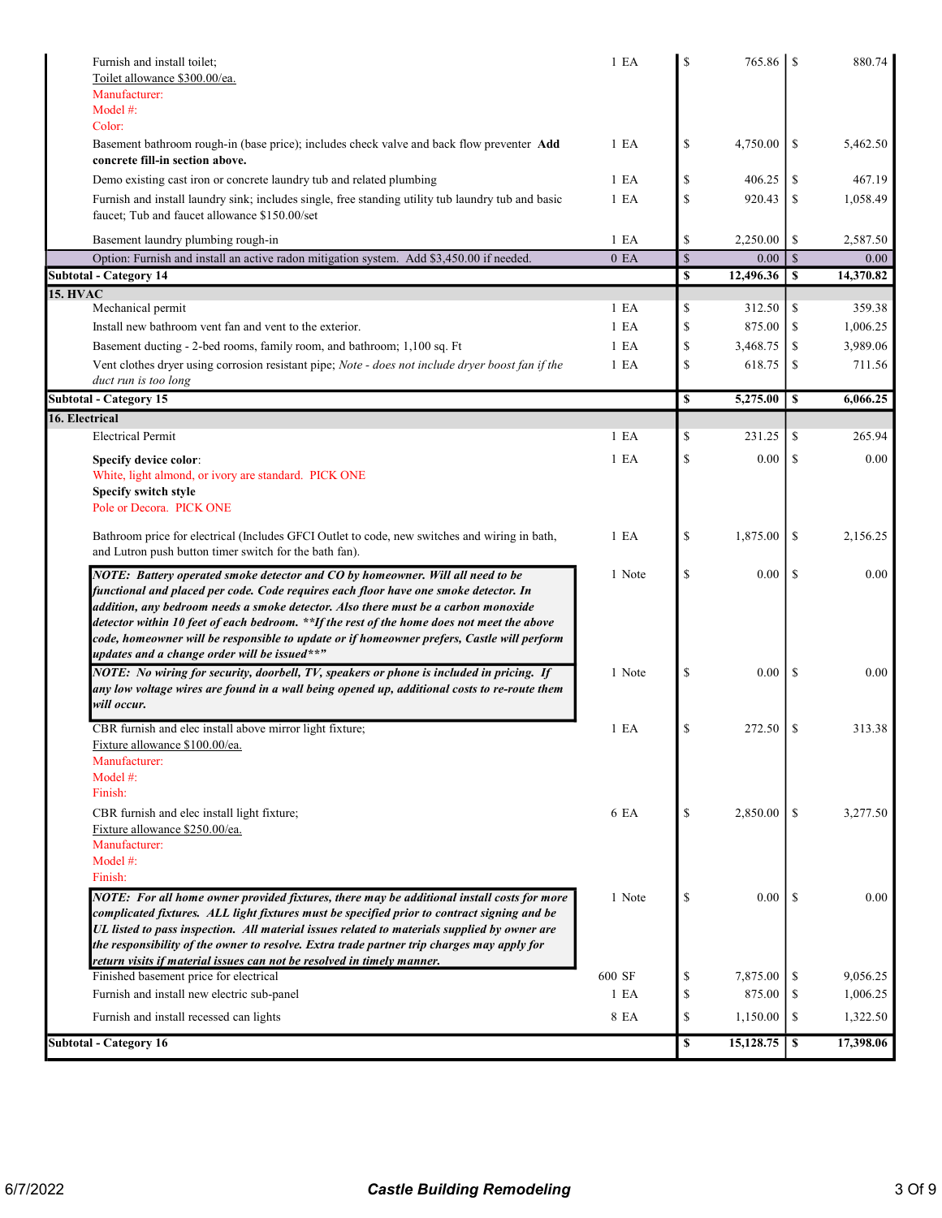| Description | Qty | | Cost | | Price |
|---|---|---|---|---|---|
| Furnish and install toilet;<br>Toilet allowance $300.00/ea.<br>Manufacturer:<br>Model #:<br>Color: | 1 EA | $ | 765.86 | $ | 880.74 |
| Basement bathroom rough-in (base price); includes check valve and back flow preventer **Add concrete fill-in section above.** | 1 EA | $ | 4,750.00 | $ | 5,462.50 |
| Demo existing cast iron or concrete laundry tub and related plumbing | 1 EA | $ | 406.25 | $ | 467.19 |
| Furnish and install laundry sink; includes single, free standing utility tub laundry tub and basic faucet; Tub and faucet allowance $150.00/set | 1 EA | $ | 920.43 | $ | 1,058.49 |
| Basement laundry plumbing rough-in | 1 EA | $ | 2,250.00 | $ | 2,587.50 |
| Option: Furnish and install an active radon mitigation system. Add $3,450.00 if needed. | 0 EA | $ | 0.00 | $ | 0.00 |
| **Subtotal - Category 14** | | **$** | **12,496.36** | **$** | **14,370.82** |
| **15. HVAC** | | | | | |
| Mechanical permit | 1 EA | $ | 312.50 | $ | 359.38 |
| Install new bathroom vent fan and vent to the exterior. | 1 EA | $ | 875.00 | $ | 1,006.25 |
| Basement ducting - 2-bed rooms, family room, and bathroom; 1,100 sq. Ft | 1 EA | $ | 3,468.75 | $ | 3,989.06 |
| Vent clothes dryer using corrosion resistant pipe; *Note - does not include dryer boost fan if the duct run is too long* | 1 EA | $ | 618.75 | $ | 711.56 |
| **Subtotal - Category 15** | | **$** | **5,275.00** | **$** | **6,066.25** |
| **16. Electrical** | | | | | |
| Electrical Permit | 1 EA | $ | 231.25 | $ | 265.94 |
| **Specify device color**:<br>White, light almond, or ivory are standard. PICK ONE<br>**Specify switch style**<br>Pole or Decora. PICK ONE | 1 EA | $ | 0.00 | $ | 0.00 |
| Bathroom price for electrical (Includes GFCI Outlet to code, new switches and wiring in bath, and Lutron push button timer switch for the bath fan). | 1 EA | $ | 1,875.00 | $ | 2,156.25 |
| ***NOTE: Battery operated smoke detector and CO by homeowner. Will all need to be functional and placed per code. Code requires each floor have one smoke detector. In addition, any bedroom needs a smoke detector. Also there must be a carbon monoxide detector within 10 feet of each bedroom. **If the rest of the home does not meet the above code, homeowner will be responsible to update or if homeowner prefers, Castle will perform updates and a change order will be issued**"*** | 1 Note | $ | 0.00 | $ | 0.00 |
| ***NOTE: No wiring for security, doorbell, TV, speakers or phone is included in pricing. If any low voltage wires are found in a wall being opened up, additional costs to re-route them will occur.*** | 1 Note | $ | 0.00 | $ | 0.00 |
| CBR furnish and elec install above mirror light fixture;<br>Fixture allowance $100.00/ea.<br>Manufacturer:<br>Model #:<br>Finish: | 1 EA | $ | 272.50 | $ | 313.38 |
| CBR furnish and elec install light fixture;<br>Fixture allowance $250.00/ea.<br>Manufacturer:<br>Model #:<br>Finish: | 6 EA | $ | 2,850.00 | $ | 3,277.50 |
| ***NOTE: For all home owner provided fixtures, there may be additional install costs for more complicated fixtures. ALL light fixtures must be specified prior to contract signing and be UL listed to pass inspection. All material issues related to materials supplied by owner are the responsibility of the owner to resolve. Extra trade partner trip charges may apply for return visits if material issues can not be resolved in timely manner.*** | 1 Note | $ | 0.00 | $ | 0.00 |
| Finished basement price for electrical | 600 SF | $ | 7,875.00 | $ | 9,056.25 |
| Furnish and install new electric sub-panel | 1 EA | $ | 875.00 | $ | 1,006.25 |
| Furnish and install recessed can lights | 8 EA | $ | 1,150.00 | $ | 1,322.50 |
| **Subtotal - Category 16** | | **$** | **15,128.75** | **$** | **17,398.06** |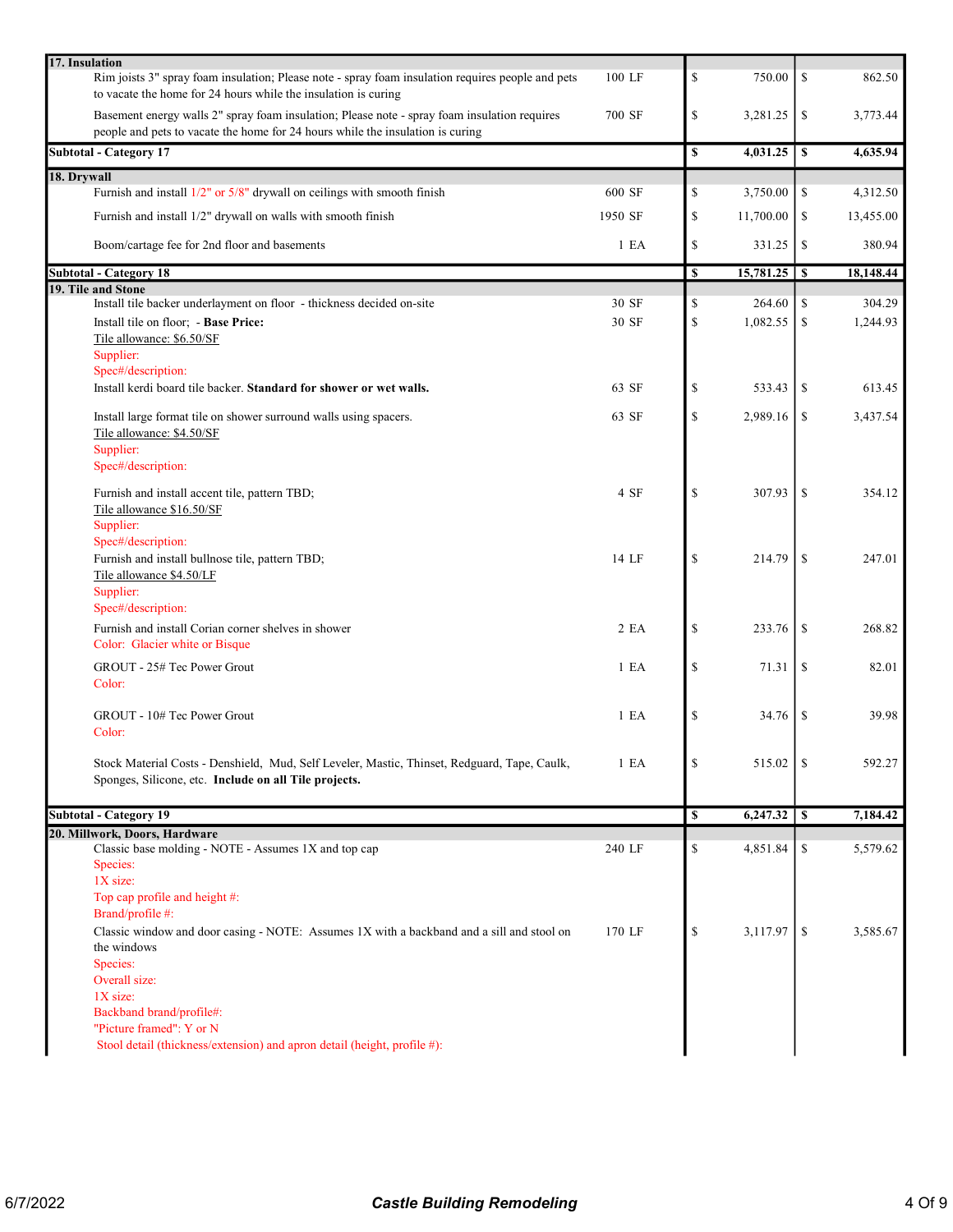| Description | Qty | | Cost | | Price |
|---|---|---|---|---|---|
| **17. Insulation** | | | | | |
| Rim joists 3" spray foam insulation; Please note - spray foam insulation requires people and pets to vacate the home for 24 hours while the insulation is curing | 100 LF | $ | 750.00 | $ | 862.50 |
| Basement energy walls 2" spray foam insulation; Please note - spray foam insulation requires people and pets to vacate the home for 24 hours while the insulation is curing | 700 SF | $ | 3,281.25 | $ | 3,773.44 |
| **Subtotal - Category 17** | | **$** | **4,031.25** | **$** | **4,635.94** |
| **18. Drywall** | | | | | |
| Furnish and install 1/2" or 5/8" drywall on ceilings with smooth finish | 600 SF | $ | 3,750.00 | $ | 4,312.50 |
| Furnish and install 1/2" drywall on walls with smooth finish | 1950 SF | $ | 11,700.00 | $ | 13,455.00 |
| Boom/cartage fee for 2nd floor and basements | 1 EA | $ | 331.25 | $ | 380.94 |
| **Subtotal - Category 18** | | **$** | **15,781.25** | **$** | **18,148.44** |
| **19. Tile and Stone** | | | | | |
| Install tile backer underlayment on floor - thickness decided on-site | 30 SF | $ | 264.60 | $ | 304.29 |
| Install tile on floor; - **Base Price:**<br>Tile allowance: $6.50/SF<br>Supplier:<br>Spec#/description: | 30 SF | $ | 1,082.55 | $ | 1,244.93 |
| Install kerdi board tile backer. **Standard for shower or wet walls.** | 63 SF | $ | 533.43 | $ | 613.45 |
| Install large format tile on shower surround walls using spacers.<br>Tile allowance: $4.50/SF<br>Supplier:<br>Spec#/description: | 63 SF | $ | 2,989.16 | $ | 3,437.54 |
| Furnish and install accent tile, pattern TBD;<br>Tile allowance $16.50/SF<br>Supplier:<br>Spec#/description: | 4 SF | $ | 307.93 | $ | 354.12 |
| Furnish and install bullnose tile, pattern TBD;<br>Tile allowance $4.50/LF<br>Supplier:<br>Spec#/description: | 14 LF | $ | 214.79 | $ | 247.01 |
| Furnish and install Corian corner shelves in shower<br>Color: Glacier white or Bisque | 2 EA | $ | 233.76 | $ | 268.82 |
| GROUT - 25# Tec Power Grout<br>Color: | 1 EA | $ | 71.31 | $ | 82.01 |
| GROUT - 10# Tec Power Grout<br>Color: | 1 EA | $ | 34.76 | $ | 39.98 |
| Stock Material Costs - Denshield, Mud, Self Leveler, Mastic, Thinset, Redguard, Tape, Caulk, Sponges, Silicone, etc. **Include on all Tile projects.** | 1 EA | $ | 515.02 | $ | 592.27 |
| **Subtotal - Category 19** | | **$** | **6,247.32** | **$** | **7,184.42** |
| **20. Millwork, Doors, Hardware** | | | | | |
| Classic base molding - NOTE - Assumes 1X and top cap<br>Species:<br>1X size:<br>Top cap profile and height #:<br>Brand/profile #: | 240 LF | $ | 4,851.84 | $ | 5,579.62 |
| Classic window and door casing - NOTE: Assumes 1X with a backband and a sill and stool on the windows<br>Species:<br>Overall size:<br>1X size:<br>Backband brand/profile#:<br>"Picture framed": Y or N<br>Stool detail (thickness/extension) and apron detail (height, profile #): | 170 LF | $ | 3,117.97 | $ | 3,585.67 |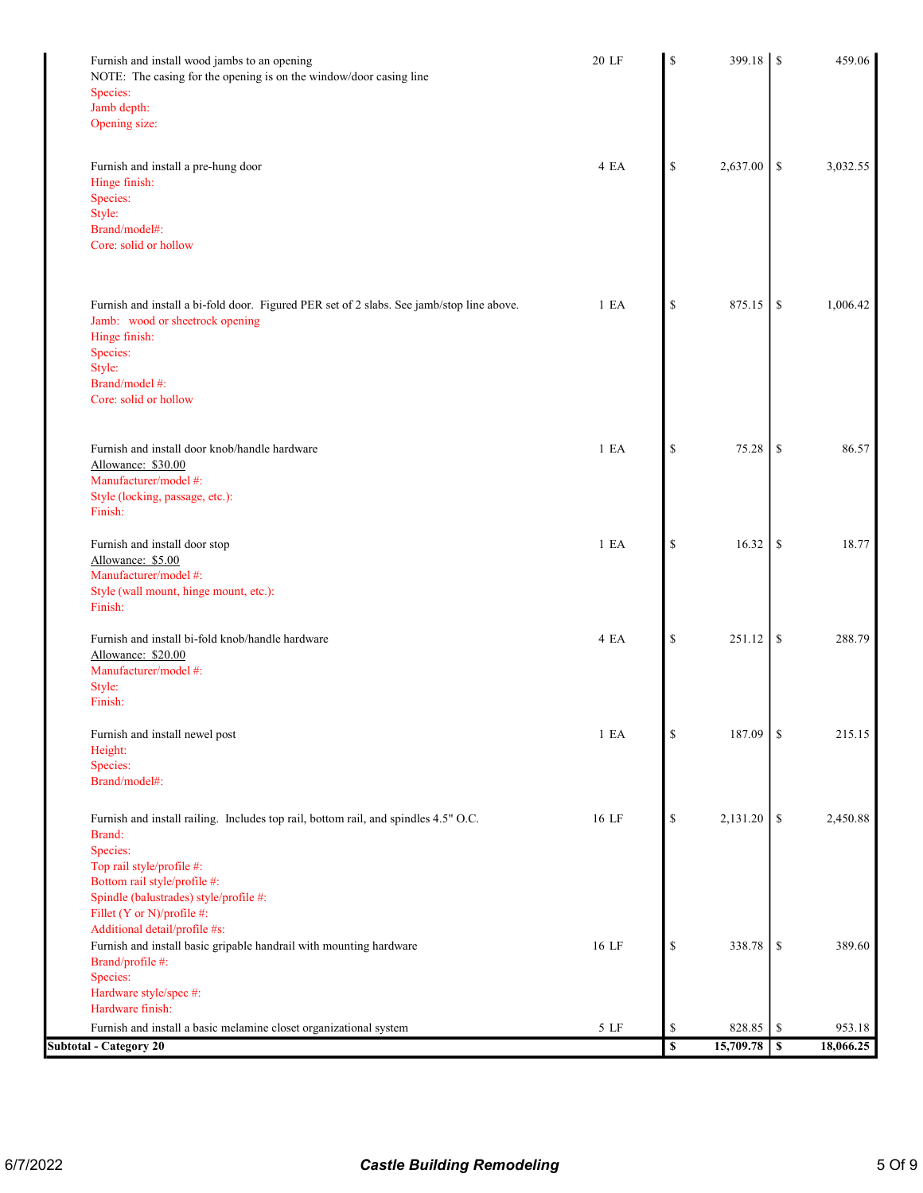| Description | Qty | Cost | Price |
|---|---|---|---|
| Furnish and install wood jambs to an opening<br>NOTE: The casing for the opening is on the window/door casing line<br>Species:<br>Jamb depth:<br>Opening size: | 20 LF | $ 399.18 | $ 459.06 |
| Furnish and install a pre-hung door<br>Hinge finish:<br>Species:<br>Style:<br>Brand/model#:<br>Core: solid or hollow | 4 EA | $ 2,637.00 | $ 3,032.55 |
| Furnish and install a bi-fold door. Figured PER set of 2 slabs. See jamb/stop line above.<br>Jamb: wood or sheetrock opening<br>Hinge finish:<br>Species:<br>Style:<br>Brand/model #:<br>Core: solid or hollow | 1 EA | $ 875.15 | $ 1,006.42 |
| Furnish and install door knob/handle hardware<br>Allowance: $30.00<br>Manufacturer/model #:<br>Style (locking, passage, etc.):<br>Finish: | 1 EA | $ 75.28 | $ 86.57 |
| Furnish and install door stop<br>Allowance: $5.00<br>Manufacturer/model #:<br>Style (wall mount, hinge mount, etc.):<br>Finish: | 1 EA | $ 16.32 | $ 18.77 |
| Furnish and install bi-fold knob/handle hardware<br>Allowance: $20.00<br>Manufacturer/model #:<br>Style:<br>Finish: | 4 EA | $ 251.12 | $ 288.79 |
| Furnish and install newel post<br>Height:<br>Species:<br>Brand/model#: | 1 EA | $ 187.09 | $ 215.15 |
| Furnish and install railing. Includes top rail, bottom rail, and spindles 4.5" O.C.<br>Brand:<br>Species:<br>Top rail style/profile #:<br>Bottom rail style/profile #:<br>Spindle (balustrades) style/profile #:<br>Fillet (Y or N)/profile #:<br>Additional detail/profile #s: | 16 LF | $ 2,131.20 | $ 2,450.88 |
| Furnish and install basic gripable handrail with mounting hardware<br>Brand/profile #:<br>Species:<br>Hardware style/spec #:<br>Hardware finish: | 16 LF | $ 338.78 | $ 389.60 |
| Furnish and install a basic melamine closet organizational system | 5 LF | $ 828.85 | $ 953.18 |
| **Subtotal - Category 20** | | **$ 15,709.78** | **$ 18,066.25** |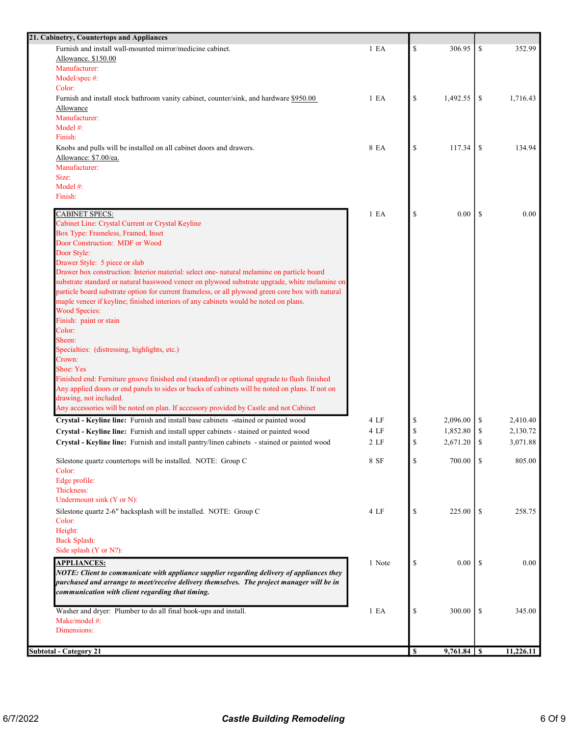| 21. Cabinetry, Countertops and Appliances | | | |
|---|---|---|---|
| Furnish and install wall-mounted mirror/medicine cabinet.<br>Allowance. $150.00<br>Manufacturer:<br>Model/spec #:<br>Color: | 1 EA | $ 306.95 | $ 352.99 |
| Furnish and install stock bathroom vanity cabinet, counter/sink, and hardware $950.00 Allowance<br>Manufacturer:<br>Model #:<br>Finish: | 1 EA | $ 1,492.55 | $ 1,716.43 |
| Knobs and pulls will be installed on all cabinet doors and drawers.<br>Allowance: $7.00/ea.<br>Manufacturer:<br>Size:<br>Model #:<br>Finish: | 8 EA | $ 117.34 | $ 134.94 |
| CABINET SPECS:<br>Cabinet Line: Crystal Current or Crystal Keyline<br>Box Type: Frameless, Framed, Inset<br>Door Construction: MDF or Wood<br>Door Style:<br>Drawer Style: 5 piece or slab<br>Drawer box construction: Interior material: select one- natural melamine on particle board substrate standard or natural basswood veneer on plywood substrate upgrade, white melamine on particle board substrate option for current frameless, or all plywood green core box with natural maple veneer if keyline; finished interiors of any cabinets would be noted on plans.<br>Wood Species:<br>Finish: paint or stain<br>Color:<br>Sheen:<br>Specialties: (distressing, highlights, etc.)<br>Crown:<br>Shoe: Yes<br>Finished end: Furniture groove finished end (standard) or optional upgrade to flush finished<br>Any applied doors or end panels to sides or backs of cabinets will be noted on plans. If not on drawing, not included.<br>Any accessories will be noted on plan. If accessory provided by Castle and not Cabinet | 1 EA | $ 0.00 | $ 0.00 |
| **Crystal - Keyline line:** Furnish and install base cabinets -stained or painted wood | 4 LF | $ 2,096.00 | $ 2,410.40 |
| **Crystal - Keyline line:** Furnish and install upper cabinets - stained or painted wood | 4 LF | $ 1,852.80 | $ 2,130.72 |
| **Crystal - Keyline line:** Furnish and install pantry/linen cabinets - stained or painted wood | 2 LF | $ 2,671.20 | $ 3,071.88 |
| Silestone quartz countertops will be installed. NOTE: Group C<br>Color:<br>Edge profile:<br>Thickness:<br>Undermount sink (Y or N): | 8 SF | $ 700.00 | $ 805.00 |
| Silestone quartz 2-6" backsplash will be installed. NOTE: Group C<br>Color:<br>Height:<br>Back Splash:<br>Side splash (Y or N?): | 4 LF | $ 225.00 | $ 258.75 |
| **APPLIANCES:**<br>***NOTE: Client to communicate with appliance supplier regarding delivery of appliances they purchased and arrange to meet/receive delivery themselves. The project manager will be in communication with client regarding that timing.*** | 1 Note | $ 0.00 | $ 0.00 |
| Washer and dryer: Plumber to do all final hook-ups and install.<br>Make/model #:<br>Dimensions: | 1 EA | $ 300.00 | $ 345.00 |
| **Subtotal - Category 21** | | **$ 9,761.84** | **$ 11,226.11** |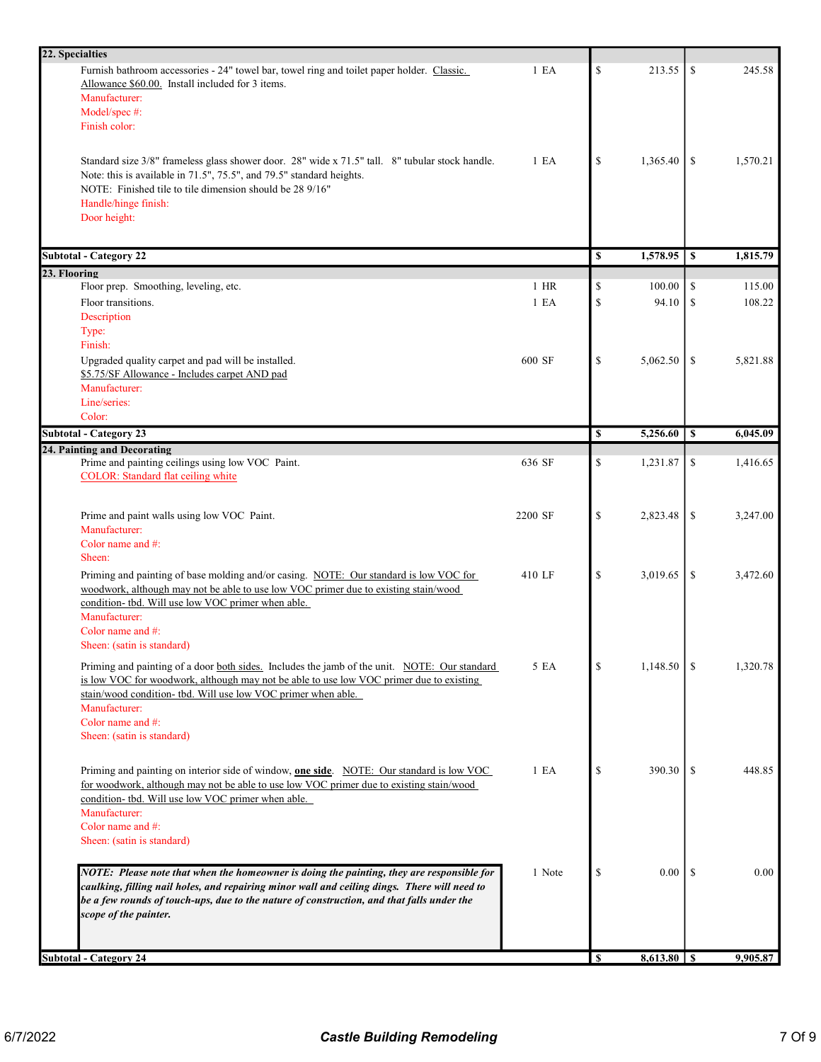| Description | Qty | | Cost | | Price |
|---|---|---|---|---|---|
| **22. Specialties** | | | | | |
| Furnish bathroom accessories - 24" towel bar, towel ring and toilet paper holder. Classic. Allowance $60.00. Install included for 3 items.<br>Manufacturer:<br>Model/spec #:<br>Finish color: | 1 EA | $ | 213.55 | $ | 245.58 |
| Standard size 3/8" frameless glass shower door. 28" wide x 71.5" tall. 8" tubular stock handle. Note: this is available in 71.5", 75.5", and 79.5" standard heights.<br>NOTE: Finished tile to tile dimension should be 28 9/16"<br>Handle/hinge finish:<br>Door height: | 1 EA | $ | 1,365.40 | $ | 1,570.21 |
| **Subtotal - Category 22** | | **$** | **1,578.95** | **$** | **1,815.79** |
| **23. Flooring** | | | | | |
| Floor prep. Smoothing, leveling, etc. | 1 HR | $ | 100.00 | $ | 115.00 |
| Floor transitions.<br>Description<br>Type:<br>Finish: | 1 EA | $ | 94.10 | $ | 108.22 |
| Upgraded quality carpet and pad will be installed.<br>$5.75/SF Allowance - Includes carpet AND pad<br>Manufacturer:<br>Line/series:<br>Color: | 600 SF | $ | 5,062.50 | $ | 5,821.88 |
| **Subtotal - Category 23** | | **$** | **5,256.60** | **$** | **6,045.09** |
| **24. Painting and Decorating** | | | | | |
| Prime and painting ceilings using low VOC Paint.<br>COLOR: Standard flat ceiling white | 636 SF | $ | 1,231.87 | $ | 1,416.65 |
| Prime and paint walls using low VOC Paint.<br>Manufacturer:<br>Color name and #:<br>Sheen: | 2200 SF | $ | 2,823.48 | $ | 3,247.00 |
| Priming and painting of base molding and/or casing. NOTE: Our standard is low VOC for woodwork, although may not be able to use low VOC primer due to existing stain/wood condition- tbd. Will use low VOC primer when able.<br>Manufacturer:<br>Color name and #:<br>Sheen: (satin is standard) | 410 LF | $ | 3,019.65 | $ | 3,472.60 |
| Priming and painting of a door both sides. Includes the jamb of the unit. NOTE: Our standard is low VOC for woodwork, although may not be able to use low VOC primer due to existing stain/wood condition- tbd. Will use low VOC primer when able.<br>Manufacturer:<br>Color name and #:<br>Sheen: (satin is standard) | 5 EA | $ | 1,148.50 | $ | 1,320.78 |
| Priming and painting on interior side of window, **one side**. NOTE: Our standard is low VOC for woodwork, although may not be able to use low VOC primer due to existing stain/wood condition- tbd. Will use low VOC primer when able.<br>Manufacturer:<br>Color name and #:<br>Sheen: (satin is standard) | 1 EA | $ | 390.30 | $ | 448.85 |
| ***NOTE: Please note that when the homeowner is doing the painting, they are responsible for caulking, filling nail holes, and repairing minor wall and ceiling dings. There will need to be a few rounds of touch-ups, due to the nature of construction, and that falls under the scope of the painter.*** | 1 Note | $ | 0.00 | $ | 0.00 |
| **Subtotal - Category 24** | | **$** | **8,613.80** | **$** | **9,905.87** |

6/7/2022 — *Castle Building Remodeling*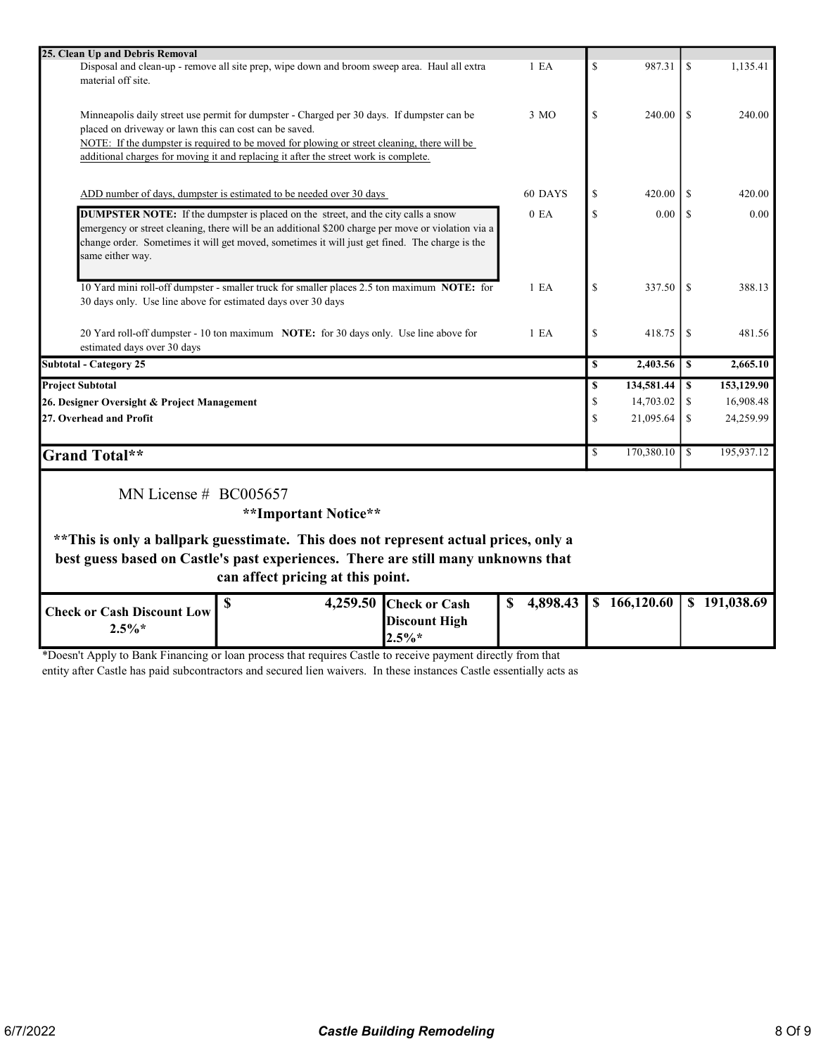| Description | Qty | Low | High |
|---|---|---|---|
| **25. Clean Up and Debris Removal** | | | |
| Disposal and clean-up - remove all site prep, wipe down and broom sweep area. Haul all extra material off site. | 1 EA | $ 987.31 | $ 1,135.41 |
| Minneapolis daily street use permit for dumpster - Charged per 30 days. If dumpster can be placed on driveway or lawn this can cost can be saved. NOTE: If the dumpster is required to be moved for plowing or street cleaning, there will be additional charges for moving it and replacing it after the street work is complete. | 3 MO | $ 240.00 | $ 240.00 |
| ADD number of days, dumpster is estimated to be needed over 30 days | 60 DAYS | $ 420.00 | $ 420.00 |
| **DUMPSTER NOTE:** If the dumpster is placed on the street, and the city calls a snow emergency or street cleaning, there will be an additional $200 charge per move or violation via a change order. Sometimes it will get moved, sometimes it will just get fined. The charge is the same either way. | 0 EA | $ 0.00 | $ 0.00 |
| 10 Yard mini roll-off dumpster - smaller truck for smaller places 2.5 ton maximum **NOTE:** for 30 days only. Use line above for estimated days over 30 days | 1 EA | $ 337.50 | $ 388.13 |
| 20 Yard roll-off dumpster - 10 ton maximum **NOTE:** for 30 days only. Use line above for estimated days over 30 days | 1 EA | $ 418.75 | $ 481.56 |
| **Subtotal - Category 25** | | **$ 2,403.56** | **$ 2,665.10** |
| **Project Subtotal** | | **$ 134,581.44** | **$ 153,129.90** |
| **26. Designer Oversight & Project Management** | | $ 14,703.02 | $ 16,908.48 |
| **27. Overhead and Profit** | | $ 21,095.64 | $ 24,259.99 |
| **Grand Total**** | | $ 170,380.10 | $ 195,937.12 |

MN License # BC005657

**Important Notice**

**This is only a ballpark guesstimate. This does not represent actual prices, only a best guess based on Castle's past experiences. There are still many unknowns that can affect pricing at this point.**

| **Check or Cash Discount Low 2.5%*** | **$ 4,259.50** | **Check or Cash Discount High 2.5%*** | **$ 4,898.43** | **$ 166,120.60** | **$ 191,038.69** |
|---|---|---|---|---|---|

*Doesn't Apply to Bank Financing or loan process that requires Castle to receive payment directly from that entity after Castle has paid subcontractors and secured lien waivers. In these instances Castle essentially acts as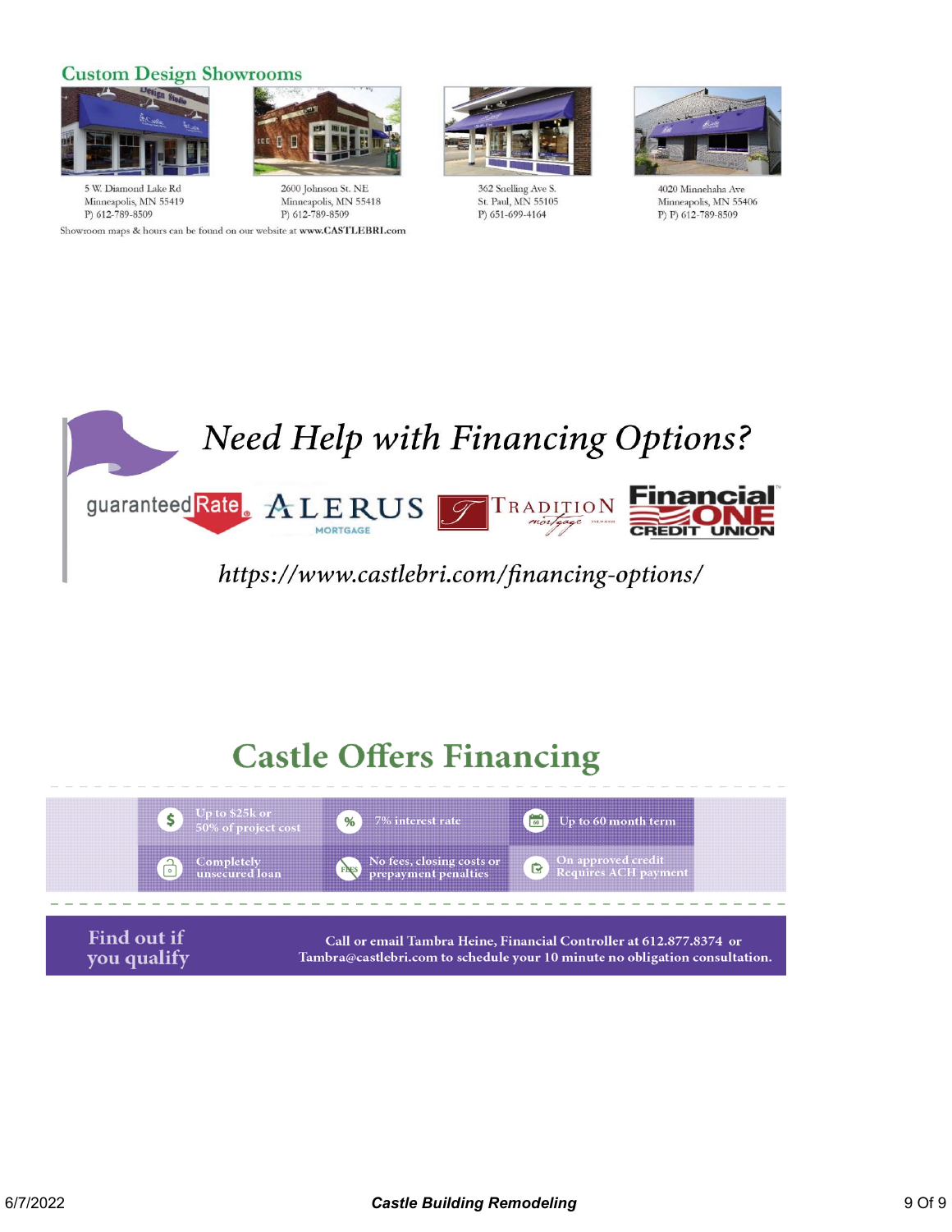## Custom Design Showrooms

5 W. Diamond Lake Rd
Minneapolis, MN 55419
P) 612-789-8509

2600 Johnson St. NE
Minneapolis, MN 55418
P) 612-789-8509

362 Snelling Ave S.
St. Paul, MN 55105
P) 651-699-4164

4020 Minnehaha Ave
Minneapolis, MN 55406
P) P) 612-789-8509

Showroom maps & hours can be found on our website at **www.CASTLEBRI.com**

## *Need Help with Financing Options?*

guaranteedRate ALERUS MORTGAGE TRADITION mortgage Financial ONE CREDIT UNION

*https://www.castlebri.com/financing-options/*

## Castle Offers Financing

- Up to $25k or 50% of project cost
- 7% interest rate
- Up to 60 month term
- Completely unsecured loan
- No fees, closing costs or prepayment penalties
- On approved credit Requires ACH payment

**Find out if you qualify**

**Call or email Tambra Heine, Financial Controller at 612.877.8374 or Tambra@castlebri.com to schedule your 10 minute no obligation consultation.**